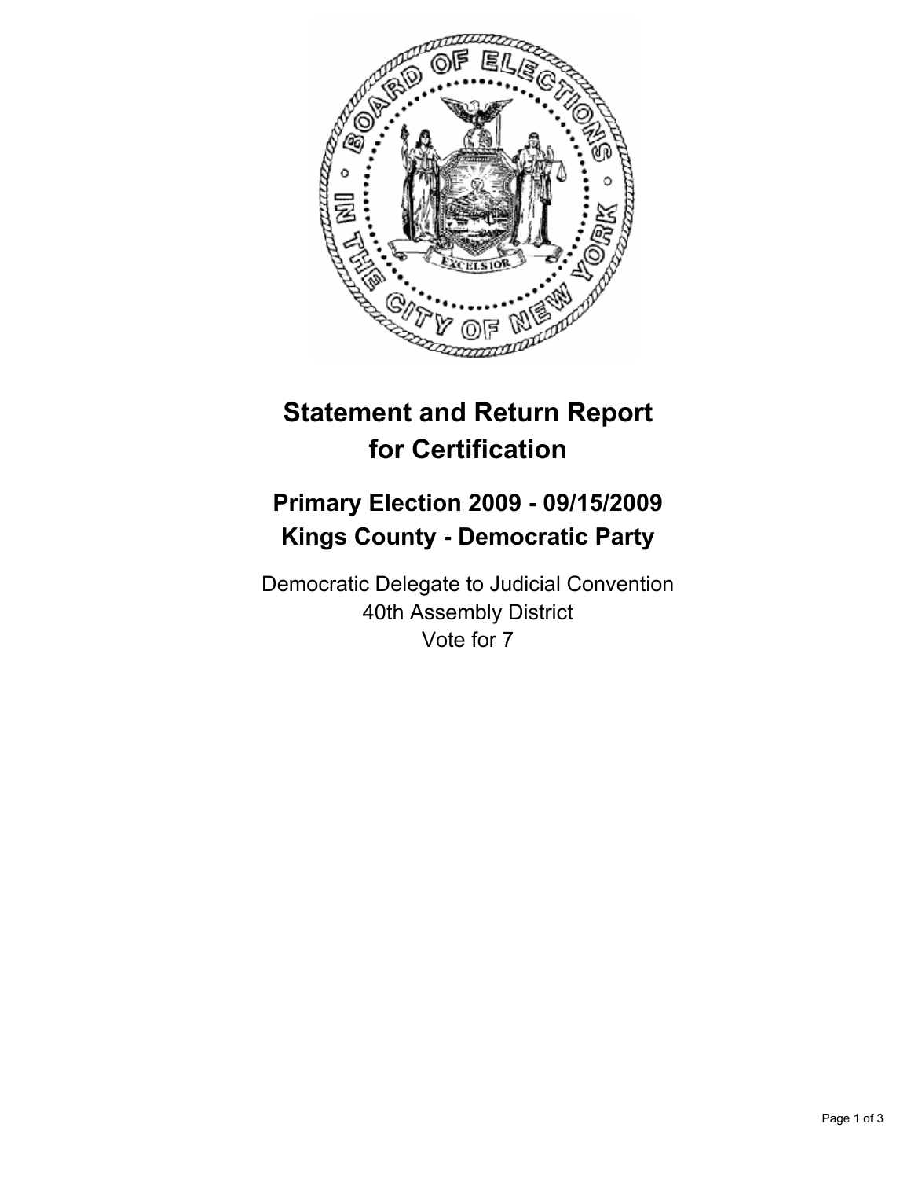# Statement and Return Report for Certification

## Primary Election 2009 - 09/15/2009
## Kings County - Democratic Party

Democratic Delegate to Judicial Convention
40th Assembly District
Vote for 7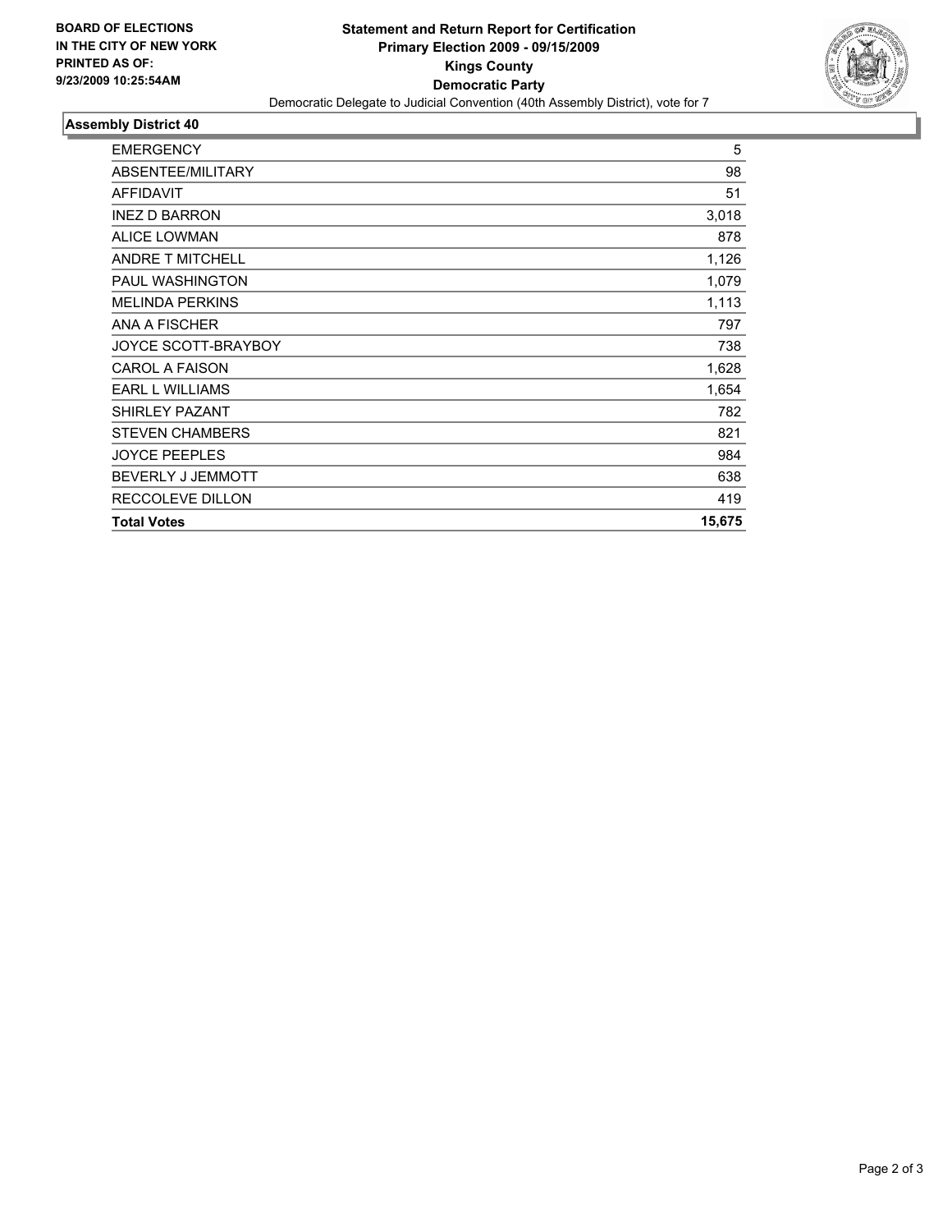**BOARD OF ELECTIONS IN THE CITY OF NEW YORK PRINTED AS OF: 9/23/2009 10:25:54AM**

# Statement and Return Report for Certification
## Primary Election 2009 - 09/15/2009
## Kings County
## Democratic Party

Democratic Delegate to Judicial Convention (40th Assembly District), vote for 7

### Assembly District 40

| | |
|---|---|
| EMERGENCY | 5 |
| ABSENTEE/MILITARY | 98 |
| AFFIDAVIT | 51 |
| INEZ D BARRON | 3,018 |
| ALICE LOWMAN | 878 |
| ANDRE T MITCHELL | 1,126 |
| PAUL WASHINGTON | 1,079 |
| MELINDA PERKINS | 1,113 |
| ANA A FISCHER | 797 |
| JOYCE SCOTT-BRAYBOY | 738 |
| CAROL A FAISON | 1,628 |
| EARL L WILLIAMS | 1,654 |
| SHIRLEY PAZANT | 782 |
| STEVEN CHAMBERS | 821 |
| JOYCE PEEPLES | 984 |
| BEVERLY J JEMMOTT | 638 |
| RECCOLEVE DILLON | 419 |
| **Total Votes** | **15,675** |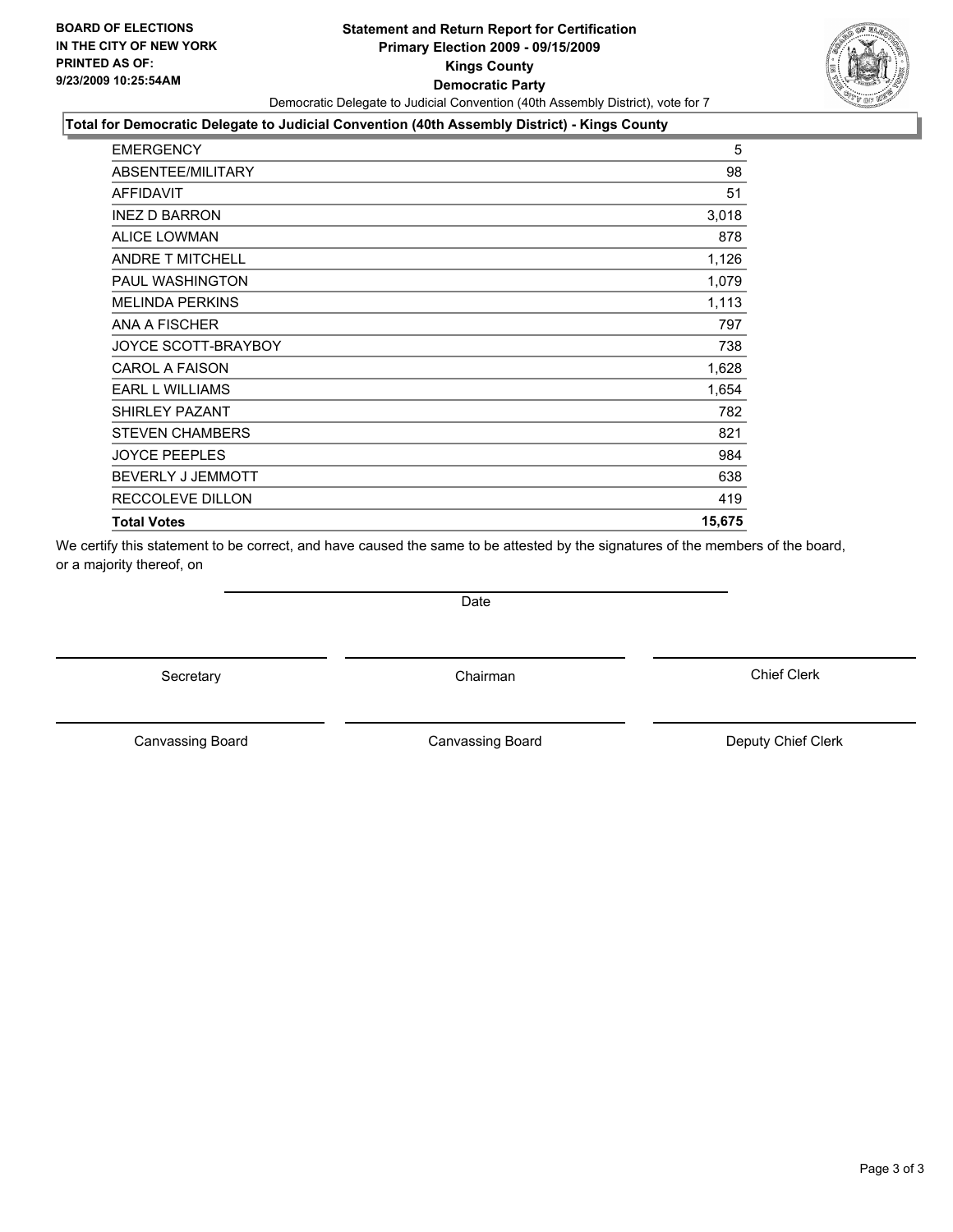**BOARD OF ELECTIONS IN THE CITY OF NEW YORK PRINTED AS OF: 9/23/2009 10:25:54AM**

**Statement and Return Report for Certification**
**Primary Election 2009 - 09/15/2009**
**Kings County**
**Democratic Party**

Democratic Delegate to Judicial Convention (40th Assembly District), vote for 7

**Total for Democratic Delegate to Judicial Convention (40th Assembly District) - Kings County**

| | |
|---|---|
| EMERGENCY | 5 |
| ABSENTEE/MILITARY | 98 |
| AFFIDAVIT | 51 |
| INEZ D BARRON | 3,018 |
| ALICE LOWMAN | 878 |
| ANDRE T MITCHELL | 1,126 |
| PAUL WASHINGTON | 1,079 |
| MELINDA PERKINS | 1,113 |
| ANA A FISCHER | 797 |
| JOYCE SCOTT-BRAYBOY | 738 |
| CAROL A FAISON | 1,628 |
| EARL L WILLIAMS | 1,654 |
| SHIRLEY PAZANT | 782 |
| STEVEN CHAMBERS | 821 |
| JOYCE PEEPLES | 984 |
| BEVERLY J JEMMOTT | 638 |
| RECCOLEVE DILLON | 419 |
| **Total Votes** | **15,675** |

We certify this statement to be correct, and have caused the same to be attested by the signatures of the members of the board, or a majority thereof, on

Date

Secretary

Chairman

Chief Clerk

Canvassing Board

Canvassing Board

Deputy Chief Clerk